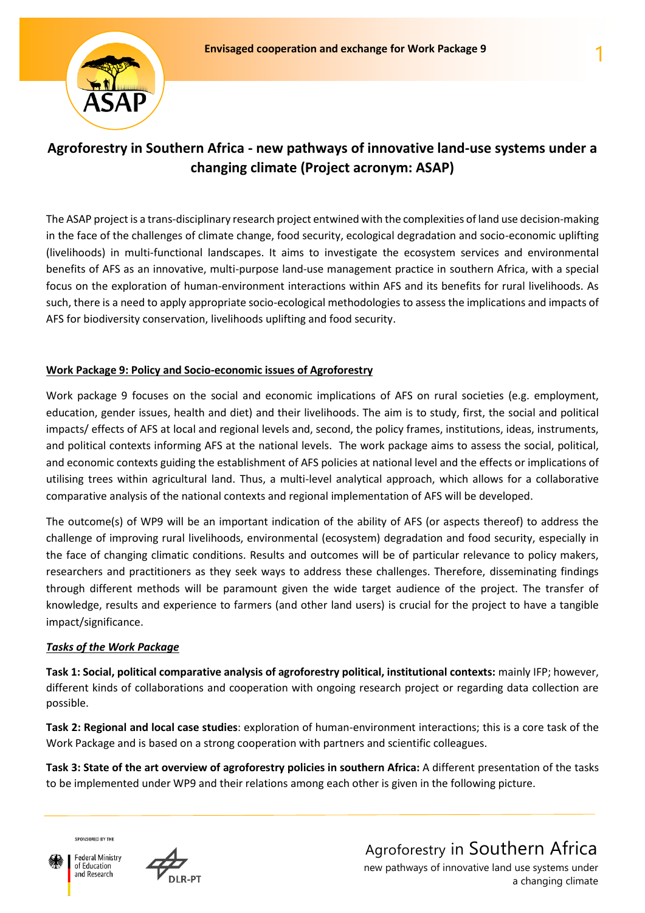# Agroforestry in Southern Africa - new pathways of innovative land-use systems under a changing climate (Project acronym: ASAP)

The ASAP project is a trans-disciplinary research project entwined with the complexities of land use decision-making in the face of the challenges of climate change, food security, ecological degradation and socio-economic uplifting (livelihoods) in multi-functional landscapes. It aims to investigate the ecosystem services and environmental benefits of AFS as an innovative, multi-purpose land-use management practice in southern Africa, with a special focus on the exploration of human-environment interactions within AFS and its benefits for rural livelihoods. As such, there is a need to apply appropriate socio-ecological methodologies to assess the implications and impacts of AFS for biodiversity conservation, livelihoods uplifting and food security.

## Work Package 9: Policy and Socio-economic issues of Agroforestry

Work package 9 focuses on the social and economic implications of AFS on rural societies (e.g. employment, education, gender issues, health and diet) and their livelihoods. The aim is to study, first, the social and political impacts/ effects of AFS at local and regional levels and, second, the policy frames, institutions, ideas, instruments, and political contexts informing AFS at the national levels. The work package aims to assess the social, political, and economic contexts guiding the establishment of AFS policies at national level and the effects or implications of utilising trees within agricultural land. Thus, a multi-level analytical approach, which allows for a collaborative comparative analysis of the national contexts and regional implementation of AFS will be developed.

The outcome(s) of WP9 will be an important indication of the ability of AFS (or aspects thereof) to address the challenge of improving rural livelihoods, environmental (ecosystem) degradation and food security, especially in the face of changing climatic conditions. Results and outcomes will be of particular relevance to policy makers, researchers and practitioners as they seek ways to address these challenges. Therefore, disseminating findings through different methods will be paramount given the wide target audience of the project. The transfer of knowledge, results and experience to farmers (and other land users) is crucial for the project to have a tangible impact/significance.

### *Tasks of the Work Package*

**Task 1: Social, political comparative analysis of agroforestry political, institutional contexts:** mainly IFP; however, different kinds of collaborations and cooperation with ongoing research project or regarding data collection are possible.

**Task 2: Regional and local case studies**: exploration of human-environment interactions; this is a core task of the Work Package and is based on a strong cooperation with partners and scientific colleagues.

**Task 3: State of the art overview of agroforestry policies in southern Africa:** A different presentation of the tasks to be implemented under WP9 and their relations among each other is given in the following picture.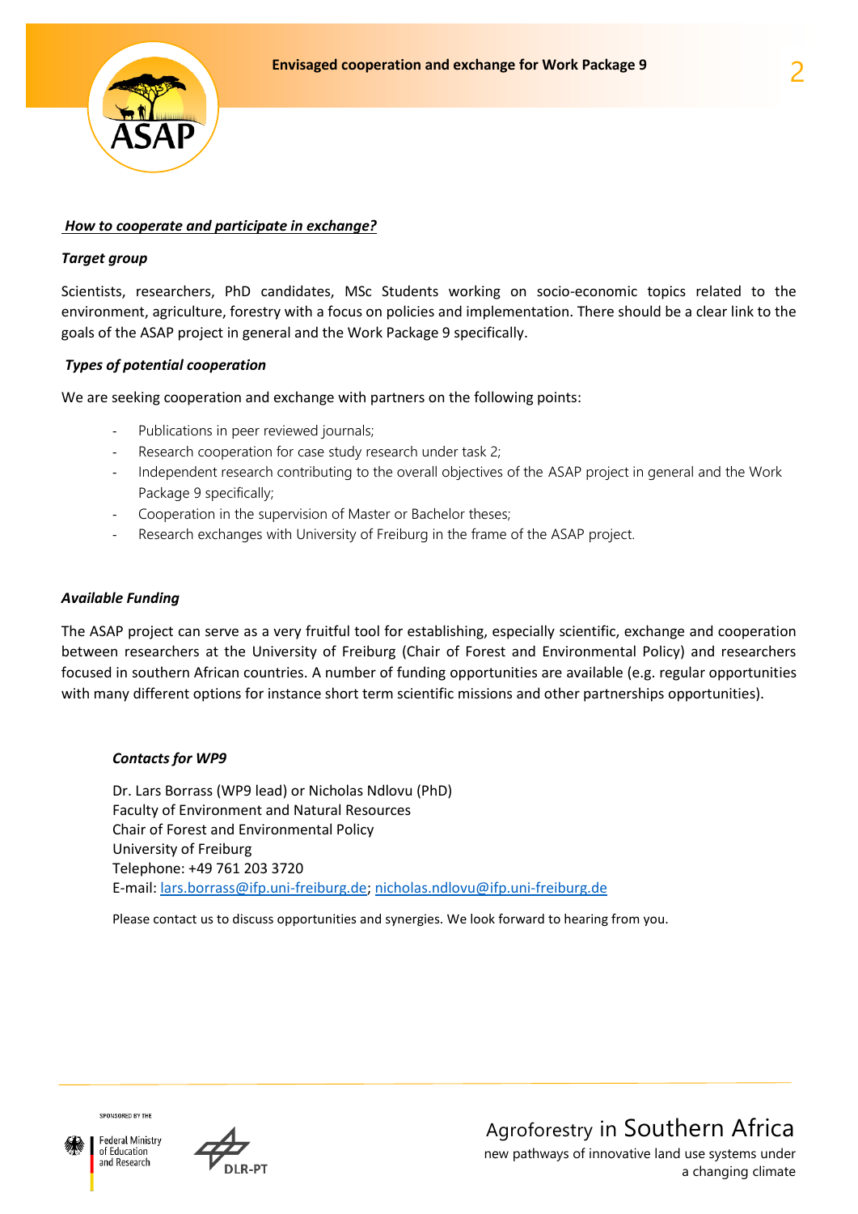***How to cooperate and participate in exchange?***

***Target group***

Scientists, researchers, PhD candidates, MSc Students working on socio-economic topics related to the environment, agriculture, forestry with a focus on policies and implementation. There should be a clear link to the goals of the ASAP project in general and the Work Package 9 specifically.

***Types of potential cooperation***

We are seeking cooperation and exchange with partners on the following points:

- Publications in peer reviewed journals;
- Research cooperation for case study research under task 2;
- Independent research contributing to the overall objectives of the ASAP project in general and the Work Package 9 specifically;
- Cooperation in the supervision of Master or Bachelor theses;
- Research exchanges with University of Freiburg in the frame of the ASAP project.

***Available Funding***

The ASAP project can serve as a very fruitful tool for establishing, especially scientific, exchange and cooperation between researchers at the University of Freiburg (Chair of Forest and Environmental Policy) and researchers focused in southern African countries. A number of funding opportunities are available (e.g. regular opportunities with many different options for instance short term scientific missions and other partnerships opportunities).

***Contacts for WP9***

Dr. Lars Borrass (WP9 lead) or Nicholas Ndlovu (PhD)
Faculty of Environment and Natural Resources
Chair of Forest and Environmental Policy
University of Freiburg
Telephone: +49 761 203 3720
E-mail: lars.borrass@ifp.uni-freiburg.de; nicholas.ndlovu@ifp.uni-freiburg.de

Please contact us to discuss opportunities and synergies. We look forward to hearing from you.